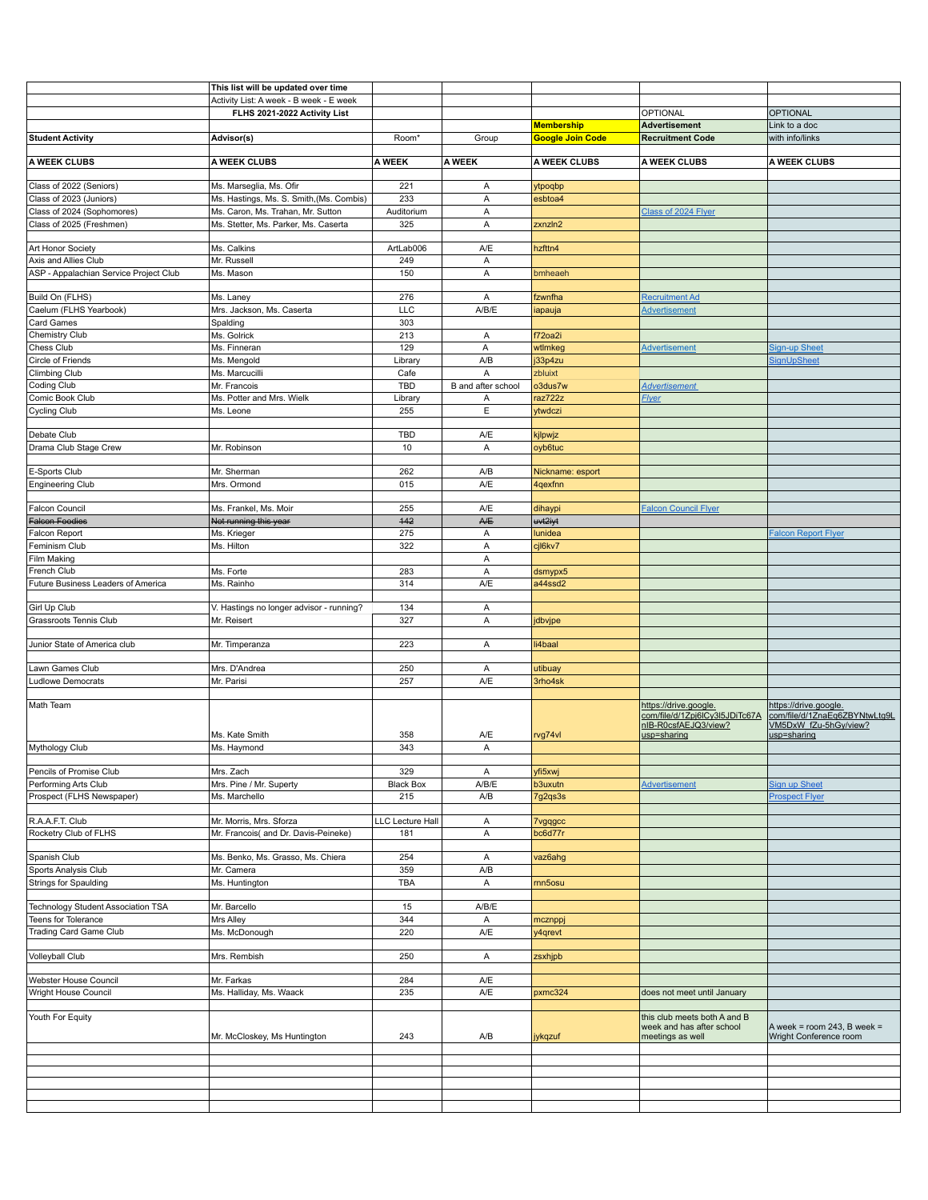| | This list will be updated over time | | | | | |
|---|---|---|---|---|---|---|
| | Activity List: A week - B week - E week | | | | | |
| | **FLHS 2021-2022 Activity List** | | | | OPTIONAL | OPTIONAL |
| | | | | **Membership** | **Advertisement** | Link to a doc |
| **Student Activity** | **Advisor(s)** | Room* | Group | **Google Join Code** | **Recruitment Code** | with info/links |
| **A WEEK CLUBS** | **A WEEK CLUBS** | **A WEEK** | **A WEEK** | **A WEEK CLUBS** | **A WEEK CLUBS** | **A WEEK CLUBS** |
| Class of 2022 (Seniors) | Ms. Marseglia, Ms. Ofir | 221 | A | ytpoqbp | | |
| Class of 2023 (Juniors) | Ms. Hastings, Ms. S. Smith,(Ms. Combis) | 233 | A | esbtoa4 | | |
| Class of 2024 (Sophomores) | Ms. Caron, Ms. Trahan, Mr. Sutton | Auditorium | A | | Class of 2024 Flyer | |
| Class of 2025 (Freshmen) | Ms. Stetter, Ms. Parker, Ms. Caserta | 325 | A | zxnzln2 | | |
| Art Honor Society | Ms. Calkins | ArtLab006 | A/E | hzfttn4 | | |
| Axis and Allies Club | Mr. Russell | 249 | A | | | |
| ASP - Appalachian Service Project Club | Ms. Mason | 150 | A | bmheaeh | | |
| Build On (FLHS) | Ms. Laney | 276 | A | fzwnfha | Recruitment Ad | |
| Caelum (FLHS Yearbook) | Mrs. Jackson, Ms. Caserta | LLC | A/B/E | iapauja | Advertisement | |
| Card Games | Spalding | 303 | | | | |
| Chemistry Club | Ms. Golrick | 213 | A | f72oa2i | | |
| Chess Club | Ms. Finneran | 129 | A | wtlmkeg | Advertisement | Sign-up Sheet |
| Circle of Friends | Ms. Mengold | Library | A/B | j33p4zu | | SignUpSheet |
| Climbing Club | Ms. Marcucilli | Cafe | A | zbluixt | | |
| Coding Club | Mr. Francois | TBD | B and after school | o3dus7w | *Advertisement* | |
| Comic Book Club | Ms. Potter and Mrs. Wielk | Library | A | raz722z | *Flyer* | |
| Cycling Club | Ms. Leone | 255 | E | ytwdczi | | |
| Debate Club | | TBD | A/E | kjlpwjz | | |
| Drama Club Stage Crew | Mr. Robinson | 10 | A | oyb6tuc | | |
| E-Sports Club | Mr. Sherman | 262 | A/B | Nickname: esport | | |
| Engineering Club | Mrs. Ormond | 015 | A/E | 4qexfnn | | |
| Falcon Council | Ms. Frankel, Ms. Moir | 255 | A/E | dihaypi | Falcon Council Flyer | |
| ~~Falcon Foodies~~ | ~~Not running this year~~ | ~~142~~ | ~~A/E~~ | ~~uvt2iyt~~ | | |
| Falcon Report | Ms. Krieger | 275 | A | lunidea | | Falcon Report Flyer |
| Feminism Club | Ms. Hilton | 322 | A | cjl6kv7 | | |
| Film Making | | | A | | | |
| French Club | Ms. Forte | 283 | A | dsmypx5 | | |
| Future Business Leaders of America | Ms. Rainho | 314 | A/E | a44ssd2 | | |
| Girl Up Club | V. Hastings no longer advisor - running? | 134 | A | | | |
| Grassroots Tennis Club | Mr. Reisert | 327 | A | jdbvjpe | | |
| Junior State of America club | Mr. Timperanza | 223 | A | li4baal | | |
| Lawn Games Club | Mrs. D'Andrea | 250 | A | utibuay | | |
| Ludlowe Democrats | Mr. Parisi | 257 | A/E | 3rho4sk | | |
| Math Team | Ms. Kate Smith | 358 | A/E | rvg74vl | https://drive.google.com/file/d/1Zpj6lCy3l5JDiTc67AnlB-R0csfAEJQ3/view?usp=sharing | https://drive.google.com/file/d/1ZnaEq6ZBYNtwLtg9LVM5DxW_fZu-5hGy/view?usp=sharing |
| Mythology Club | Ms. Haymond | 343 | A | | | |
| Pencils of Promise Club | Mrs. Zach | 329 | A | yfi5xwj | | |
| Performing Arts Club | Mrs. Pine / Mr. Superty | Black Box | A/B/E | b3uxutn | Advertisement | Sign up Sheet |
| Prospect (FLHS Newspaper) | Ms. Marchello | 215 | A/B | 7g2qs3s | | Prospect Flyer |
| R.A.A.F.T. Club | Mr. Morris, Mrs. Sforza | LLC Lecture Hall | A | 7vgqgcc | | |
| Rocketry Club of FLHS | Mr. Francois( and Dr. Davis-Peineke) | 181 | A | bc6d77r | | |
| Spanish Club | Ms. Benko, Ms. Grasso, Ms. Chiera | 254 | A | vaz6ahg | | |
| Sports Analysis Club | Mr. Camera | 359 | A/B | | | |
| Strings for Spaulding | Ms. Huntington | TBA | A | rnn5osu | | |
| Technology Student Association TSA | Mr. Barcello | 15 | A/B/E | | | |
| Teens for Tolerance | Mrs Alley | 344 | A | mcznppj | | |
| Trading Card Game Club | Ms. McDonough | 220 | A/E | y4qrevt | | |
| Volleyball Club | Mrs. Rembish | 250 | A | zsxhjpb | | |
| Webster House Council | Mr. Farkas | 284 | A/E | | | |
| Wright House Council | Ms. Halliday, Ms. Waack | 235 | A/E | pxmc324 | does not meet until January | |
| Youth For Equity | Mr. McCloskey, Ms Huntington | 243 | A/B | jykqzuf | this club meets both A and B week and has after school meetings as well | A week = room 243, B week = Wright Conference room |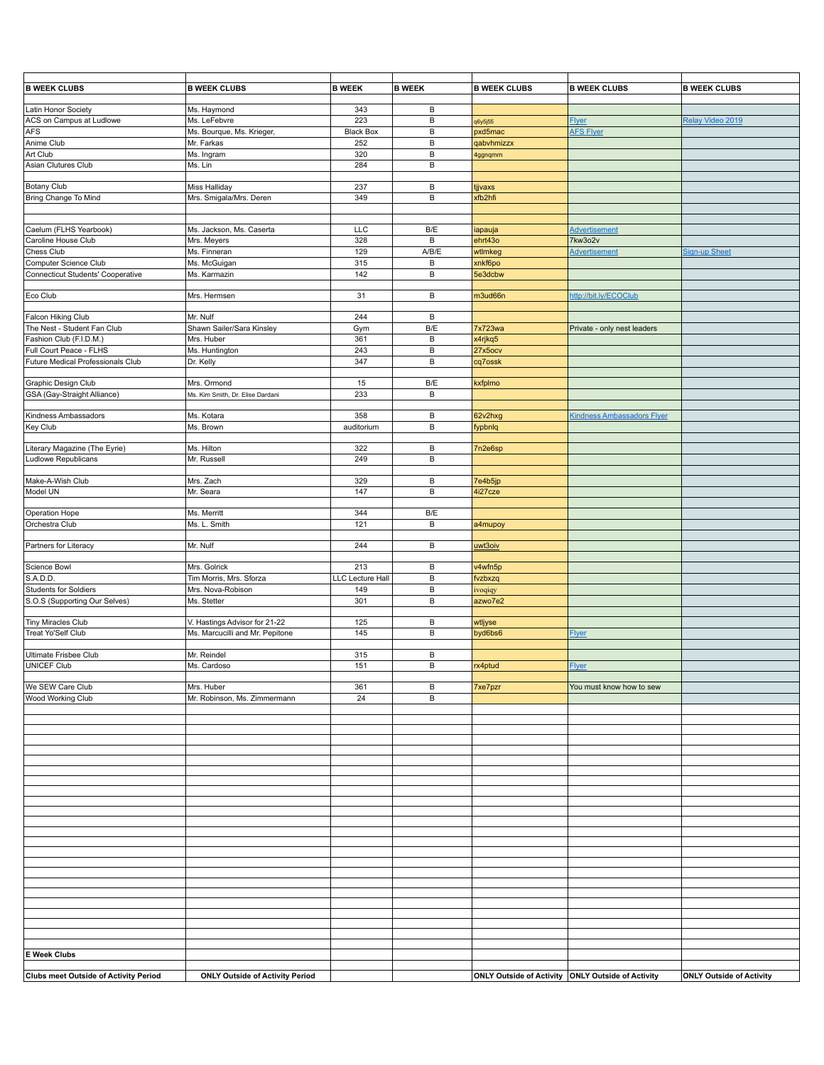| B WEEK CLUBS | B WEEK CLUBS | B WEEK | B WEEK | B WEEK CLUBS | B WEEK CLUBS | B WEEK CLUBS |
|---|---|---|---|---|---|---|
| | | | | | | |
| Latin Honor Society | Ms. Haymond | 343 | B | | | |
| ACS on Campus at Ludlowe | Ms. LeFebvre | 223 | B | q6y5j55 | Flyer | Relay Video 2019 |
| AFS | Ms. Bourque, Ms. Krieger, | Black Box | B | pxd5mac | AFS Flyer | |
| Anime Club | Mr. Farkas | 252 | B | qabvhmizzx | | |
| Art Club | Ms. Ingram | 320 | B | 4ggnqmm | | |
| Asian Clutures Club | Ms. Lin | 284 | B | | | |
| | | | | | | |
| Botany Club | Miss Halliday | 237 | B | tjjvaxs | | |
| Bring Change To Mind | Mrs. Smigala/Mrs. Deren | 349 | B | xfb2hfi | | |
| | | | | | | |
| | | | | | | |
| Caelum (FLHS Yearbook) | Ms. Jackson, Ms. Caserta | LLC | B/E | iapauja | Advertisement | |
| Caroline House Club | Mrs. Meyers | 328 | B | ehrt43o | 7kw3o2v | |
| Chess Club | Ms. Finneran | 129 | A/B/E | wtlmkeg | Advertisement | Sign-up Sheet |
| Computer Science Club | Ms. McGuigan | 315 | B | xnkf6po | | |
| Connecticut Students' Cooperative | Ms. Karmazin | 142 | B | 5e3dcbw | | |
| | | | | | | |
| Eco Club | Mrs. Hermsen | 31 | B | m3ud66n | http://bit.ly/ECOClub | |
| | | | | | | |
| Falcon Hiking Club | Mr. Nulf | 244 | B | | | |
| The Nest - Student Fan Club | Shawn Sailer/Sara Kinsley | Gym | B/E | 7x723wa | Private - only nest leaders | |
| Fashion Club (F.I.D.M.) | Mrs. Huber | 361 | B | x4rjkq5 | | |
| Full Court Peace - FLHS | Ms. Huntington | 243 | B | 27x5ocv | | |
| Future Medical Professionals Club | Dr. Kelly | 347 | B | cq7ossk | | |
| | | | | | | |
| Graphic Design Club | Mrs. Ormond | 15 | B/E | kxfplmo | | |
| GSA (Gay-Straight Alliance) | Ms. Kim Smith, Dr. Elise Dardani | 233 | B | | | |
| | | | | | | |
| Kindness Ambassadors | Ms. Kotara | 358 | B | 62v2hxg | Kindness Ambassadors Flyer | |
| Key Club | Ms. Brown | auditorium | B | fypbnlq | | |
| | | | | | | |
| Literary Magazine (The Eyrie) | Ms. Hilton | 322 | B | 7n2e6sp | | |
| Ludlowe Republicans | Mr. Russell | 249 | B | | | |
| | | | | | | |
| Make-A-Wish Club | Mrs. Zach | 329 | B | 7e4b5jp | | |
| Model UN | Mr. Seara | 147 | B | 4i27cze | | |
| | | | | | | |
| Operation Hope | Ms. Merritt | 344 | B/E | | | |
| Orchestra Club | Ms. L. Smith | 121 | B | a4mupoy | | |
| | | | | | | |
| Partners for Literacy | Mr. Nulf | 244 | B | uwt3oiv | | |
| | | | | | | |
| Science Bowl | Mrs. Golrick | 213 | B | v4wfn5p | | |
| S.A.D.D. | Tim Morris, Mrs. Sforza | LLC Lecture Hall | B | fvzbxzq | | |
| Students for Soldiers | Mrs. Nova-Robison | 149 | B | ivoqiqy | | |
| S.O.S (Supporting Our Selves) | Ms. Stetter | 301 | B | azwo7e2 | | |
| | | | | | | |
| Tiny Miracles Club | V. Hastings Advisor for 21-22 | 125 | B | wtljyse | | |
| Treat Yo'Self Club | Ms. Marcucilli and Mr. Pepitone | 145 | B | byd6bs6 | Flyer | |
| | | | | | | |
| Ultimate Frisbee Club | Mr. Reindel | 315 | B | | | |
| UNICEF Club | Ms. Cardoso | 151 | B | rx4ptud | Flyer | |
| | | | | | | |
| We SEW Care Club | Mrs. Huber | 361 | B | 7xe7pzr | You must know how to sew | |
| Wood Working Club | Mr. Robinson, Ms. Zimmermann | 24 | B | | | |
| **E Week Clubs** | | | | | | |
| | | | | | | |
| **Clubs meet Outside of Activity Period** | **ONLY Outside of Activity Period** | | | **ONLY Outside of Activity** | **ONLY Outside of Activity** | **ONLY Outside of Activity** |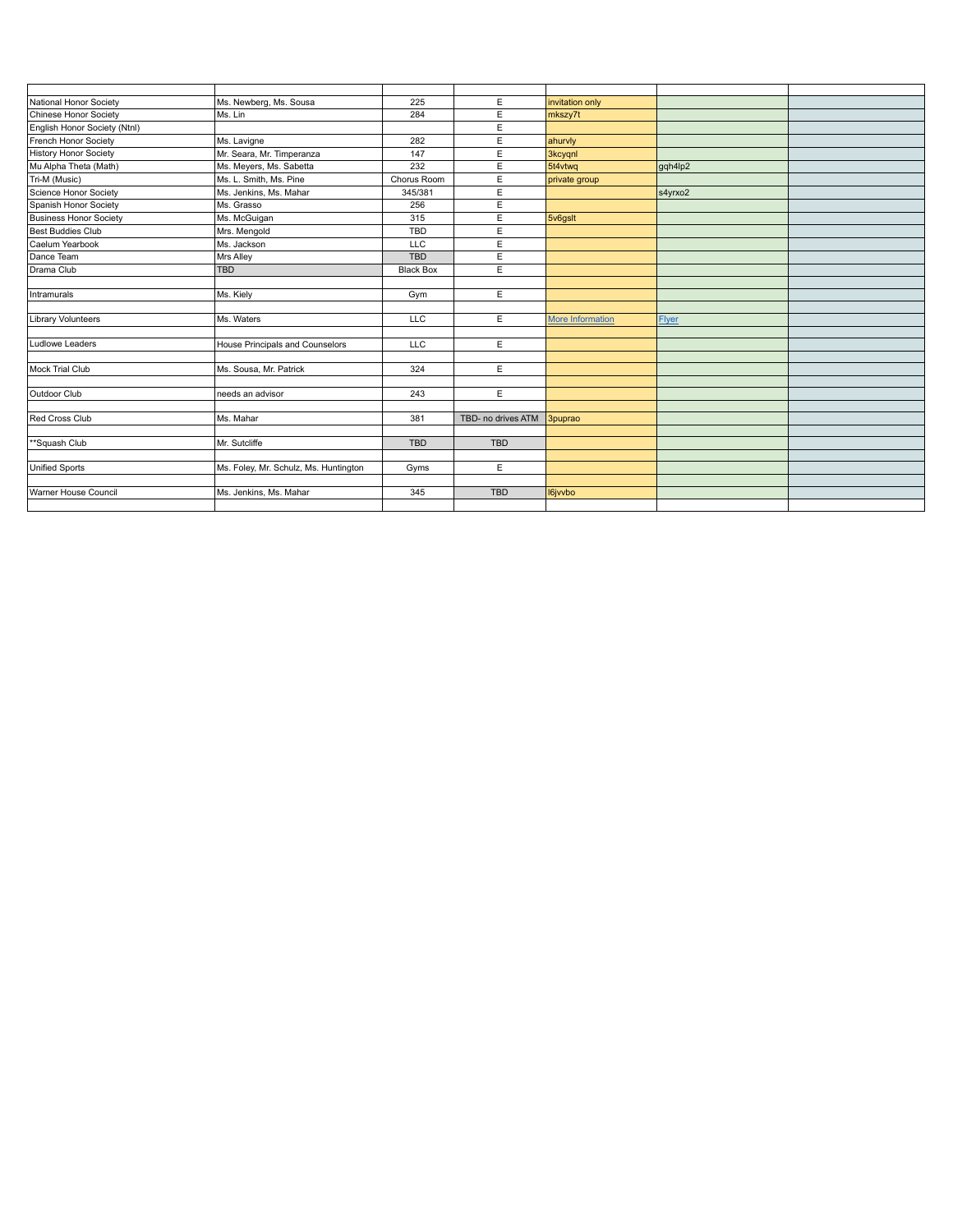| | | | | | | |
|---|---|---|---|---|---|---|
| National Honor Society | Ms. Newberg, Ms. Sousa | 225 | E | invitation only | | |
| Chinese Honor Society | Ms. Lin | 284 | E | mkszy7t | | |
| English Honor Society (Ntnl) | | | E | | | |
| French Honor Society | Ms. Lavigne | 282 | E | ahurvly | | |
| History Honor Society | Mr. Seara, Mr. Timperanza | 147 | E | 3kcyqnl | | |
| Mu Alpha Theta (Math) | Ms. Meyers, Ms. Sabetta | 232 | E | 5t4vtwq | gqh4lp2 | |
| Tri-M (Music) | Ms. L. Smith, Ms. Pine | Chorus Room | E | private group | | |
| Science Honor Society | Ms. Jenkins, Ms. Mahar | 345/381 | E | | s4yrxo2 | |
| Spanish Honor Society | Ms. Grasso | 256 | E | | | |
| Business Honor Society | Ms. McGuigan | 315 | E | 5v6gslt | | |
| Best Buddies Club | Mrs. Mengold | TBD | E | | | |
| Caelum Yearbook | Ms. Jackson | LLC | E | | | |
| Dance Team | Mrs Alley | TBD | E | | | |
| Drama Club | TBD | Black Box | E | | | |
| | | | | | | |
| Intramurals | Ms. Kiely | Gym | E | | | |
| | | | | | | |
| Library Volunteers | Ms. Waters | LLC | E | More Information | Flyer | |
| | | | | | | |
| Ludlowe Leaders | House Principals and Counselors | LLC | E | | | |
| | | | | | | |
| Mock Trial Club | Ms. Sousa, Mr. Patrick | 324 | E | | | |
| | | | | | | |
| Outdoor Club | needs an advisor | 243 | E | | | |
| | | | | | | |
| Red Cross Club | Ms. Mahar | 381 | TBD- no drives ATM | 3puprao | | |
| | | | | | | |
| **Squash Club | Mr. Sutcliffe | TBD | TBD | | | |
| | | | | | | |
| Unified Sports | Ms. Foley, Mr. Schulz, Ms. Huntington | Gyms | E | | | |
| | | | | | | |
| Warner House Council | Ms. Jenkins, Ms. Mahar | 345 | TBD | l6jvvbo | | |